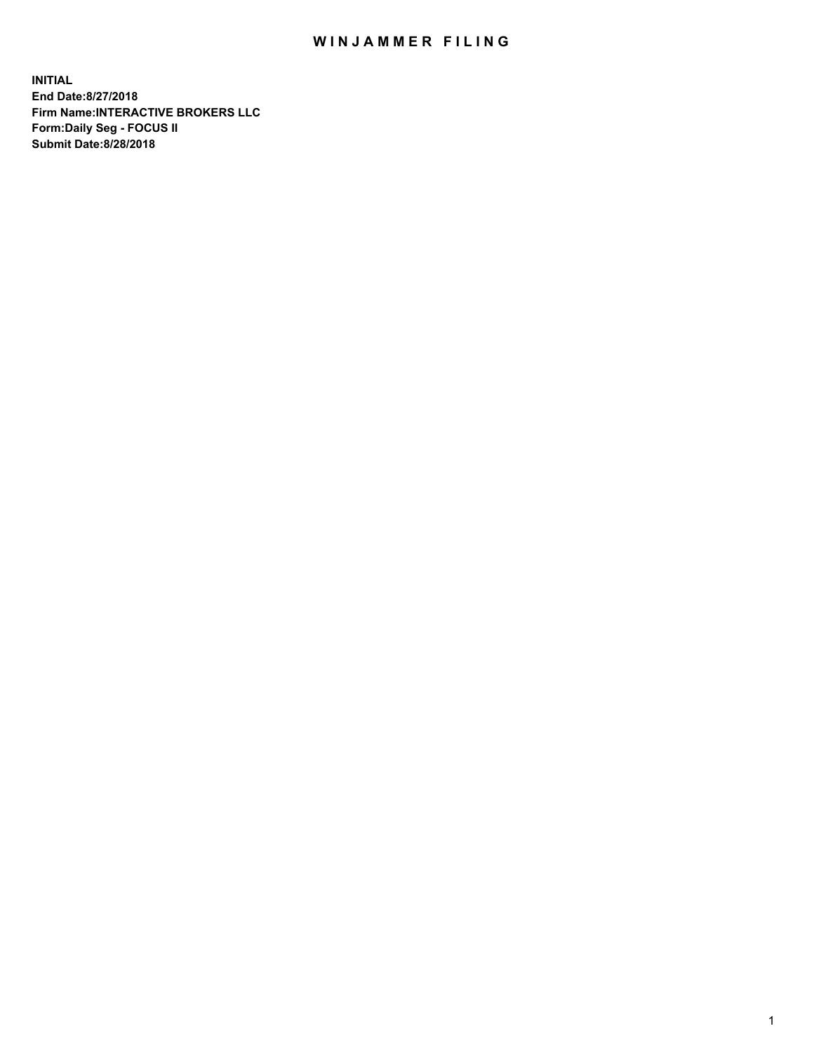# WINJAMMER FILING

**INITIAL**
**End Date:8/27/2018**
**Firm Name:INTERACTIVE BROKERS LLC**
**Form:Daily Seg - FOCUS II**
**Submit Date:8/28/2018**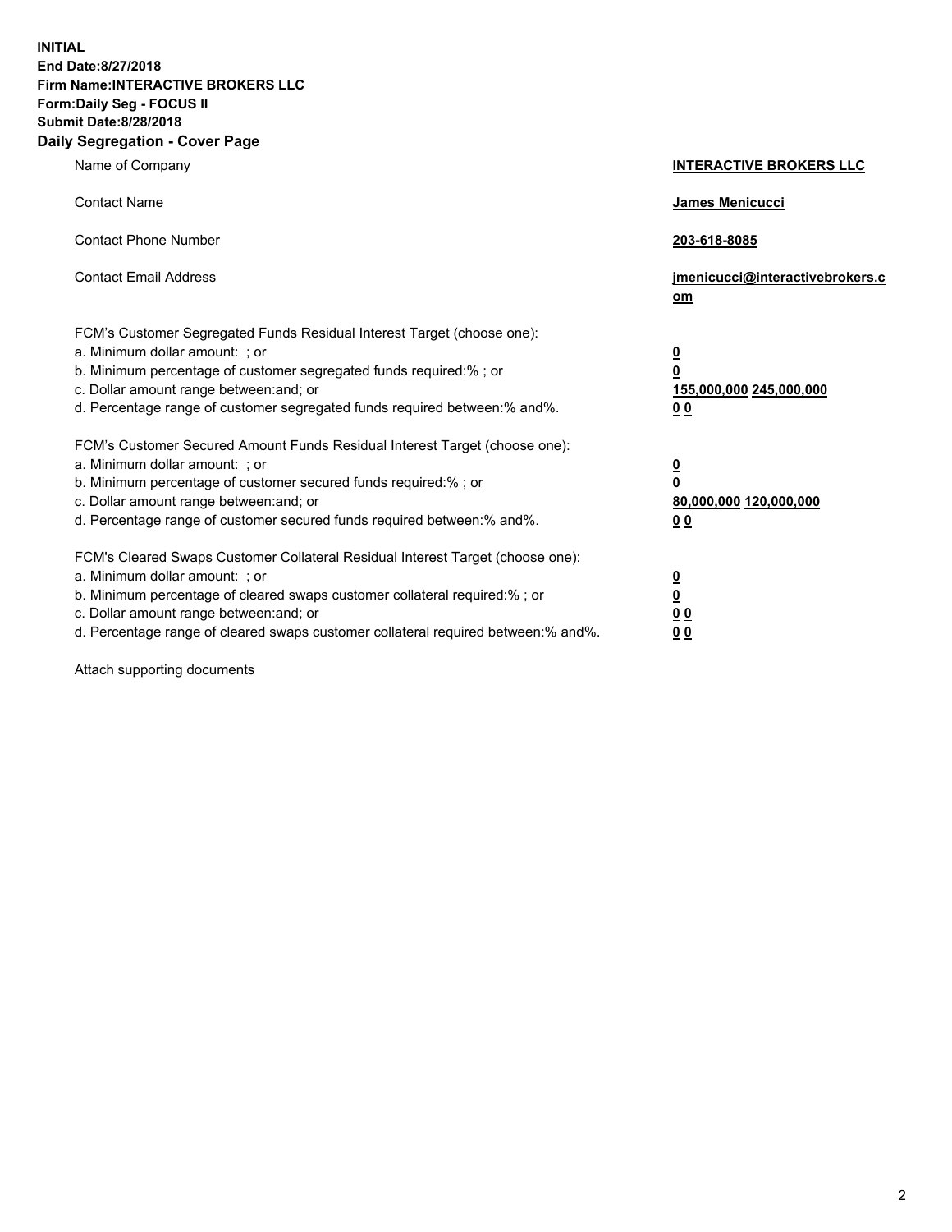**INITIAL**
**End Date:8/27/2018**
**Firm Name:INTERACTIVE BROKERS LLC**
**Form:Daily Seg - FOCUS II**
**Submit Date:8/28/2018**
**Daily Segregation - Cover Page**

| | |
|---|---|
| Name of Company | **INTERACTIVE BROKERS LLC** |
| Contact Name | **James Menicucci** |
| Contact Phone Number | **203-618-8085** |
| Contact Email Address | **jmenicucci@interactivebrokers.com** |

FCM's Customer Segregated Funds Residual Interest Target (choose one):

| | |
|---|---|
| a. Minimum dollar amount: ; or | **0** |
| b. Minimum percentage of customer segregated funds required:% ; or | **0** |
| c. Dollar amount range between:and; or | **155,000,000 245,000,000** |
| d. Percentage range of customer segregated funds required between:% and%. | **0 0** |

FCM's Customer Secured Amount Funds Residual Interest Target (choose one):

| | |
|---|---|
| a. Minimum dollar amount: ; or | **0** |
| b. Minimum percentage of customer secured funds required:% ; or | **0** |
| c. Dollar amount range between:and; or | **80,000,000 120,000,000** |
| d. Percentage range of customer secured funds required between:% and%. | **0 0** |

FCM's Cleared Swaps Customer Collateral Residual Interest Target (choose one):

| | |
|---|---|
| a. Minimum dollar amount: ; or | **0** |
| b. Minimum percentage of cleared swaps customer collateral required:% ; or | **0** |
| c. Dollar amount range between:and; or | **0 0** |
| d. Percentage range of cleared swaps customer collateral required between:% and%. | **0 0** |

Attach supporting documents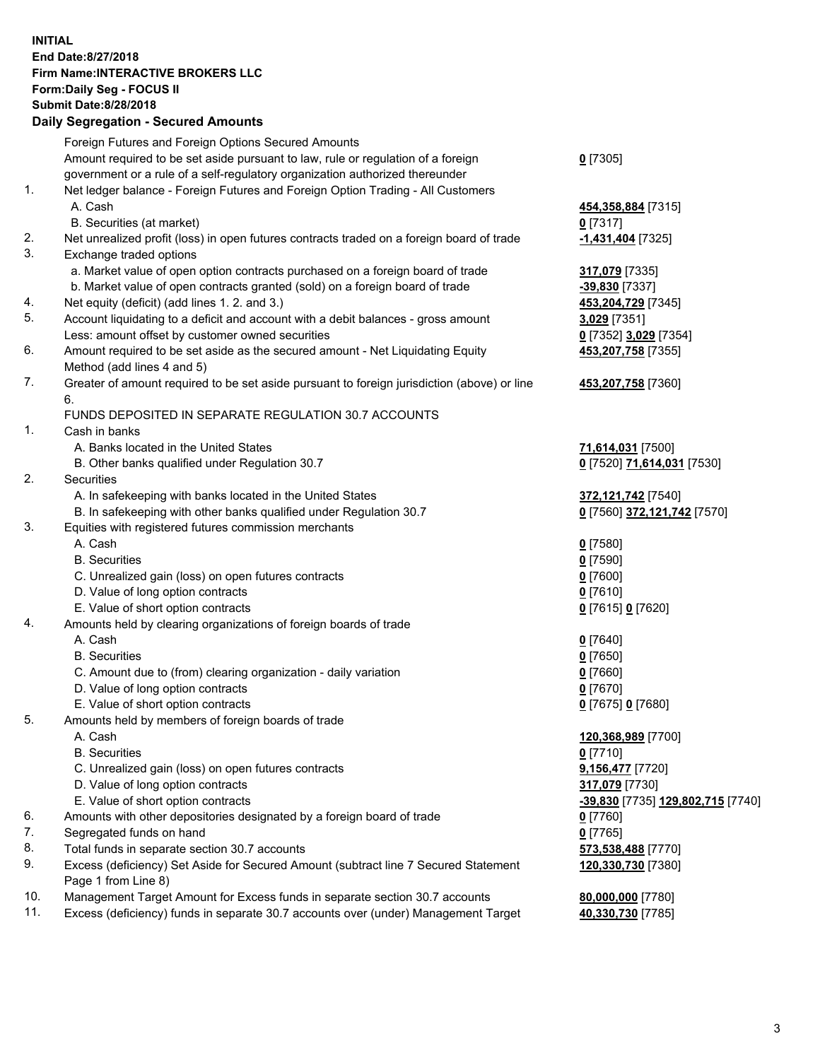**INITIAL**
**End Date:8/27/2018**
**Firm Name:INTERACTIVE BROKERS LLC**
**Form:Daily Seg - FOCUS II**
**Submit Date:8/28/2018**

## Daily Segregation - Secured Amounts

| | | |
|---|---|---|
| | Foreign Futures and Foreign Options Secured Amounts | |
| | Amount required to be set aside pursuant to law, rule or regulation of a foreign government or a rule of a self-regulatory organization authorized thereunder | **0** [7305] |
| 1. | Net ledger balance - Foreign Futures and Foreign Option Trading - All Customers | |
| | A. Cash | **454,358,884** [7315] |
| | B. Securities (at market) | **0** [7317] |
| 2. | Net unrealized profit (loss) in open futures contracts traded on a foreign board of trade | **-1,431,404** [7325] |
| 3. | Exchange traded options | |
| | a. Market value of open option contracts purchased on a foreign board of trade | **317,079** [7335] |
| | b. Market value of open contracts granted (sold) on a foreign board of trade | **-39,830** [7337] |
| 4. | Net equity (deficit) (add lines 1. 2. and 3.) | **453,204,729** [7345] |
| 5. | Account liquidating to a deficit and account with a debit balances - gross amount | **3,029** [7351] |
| | Less: amount offset by customer owned securities | **0** [7352] **3,029** [7354] |
| 6. | Amount required to be set aside as the secured amount - Net Liquidating Equity Method (add lines 4 and 5) | **453,207,758** [7355] |
| 7. | Greater of amount required to be set aside pursuant to foreign jurisdiction (above) or line 6. | **453,207,758** [7360] |
| | FUNDS DEPOSITED IN SEPARATE REGULATION 30.7 ACCOUNTS | |
| 1. | Cash in banks | |
| | A. Banks located in the United States | **71,614,031** [7500] |
| | B. Other banks qualified under Regulation 30.7 | **0** [7520] **71,614,031** [7530] |
| 2. | Securities | |
| | A. In safekeeping with banks located in the United States | **372,121,742** [7540] |
| | B. In safekeeping with other banks qualified under Regulation 30.7 | **0** [7560] **372,121,742** [7570] |
| 3. | Equities with registered futures commission merchants | |
| | A. Cash | **0** [7580] |
| | B. Securities | **0** [7590] |
| | C. Unrealized gain (loss) on open futures contracts | **0** [7600] |
| | D. Value of long option contracts | **0** [7610] |
| | E. Value of short option contracts | **0** [7615] **0** [7620] |
| 4. | Amounts held by clearing organizations of foreign boards of trade | |
| | A. Cash | **0** [7640] |
| | B. Securities | **0** [7650] |
| | C. Amount due to (from) clearing organization - daily variation | **0** [7660] |
| | D. Value of long option contracts | **0** [7670] |
| | E. Value of short option contracts | **0** [7675] **0** [7680] |
| 5. | Amounts held by members of foreign boards of trade | |
| | A. Cash | **120,368,989** [7700] |
| | B. Securities | **0** [7710] |
| | C. Unrealized gain (loss) on open futures contracts | **9,156,477** [7720] |
| | D. Value of long option contracts | **317,079** [7730] |
| | E. Value of short option contracts | **-39,830** [7735] **129,802,715** [7740] |
| 6. | Amounts with other depositories designated by a foreign board of trade | **0** [7760] |
| 7. | Segregated funds on hand | **0** [7765] |
| 8. | Total funds in separate section 30.7 accounts | **573,538,488** [7770] |
| 9. | Excess (deficiency) Set Aside for Secured Amount (subtract line 7 Secured Statement Page 1 from Line 8) | **120,330,730** [7380] |
| 10. | Management Target Amount for Excess funds in separate section 30.7 accounts | **80,000,000** [7780] |
| 11. | Excess (deficiency) funds in separate 30.7 accounts over (under) Management Target | **40,330,730** [7785] |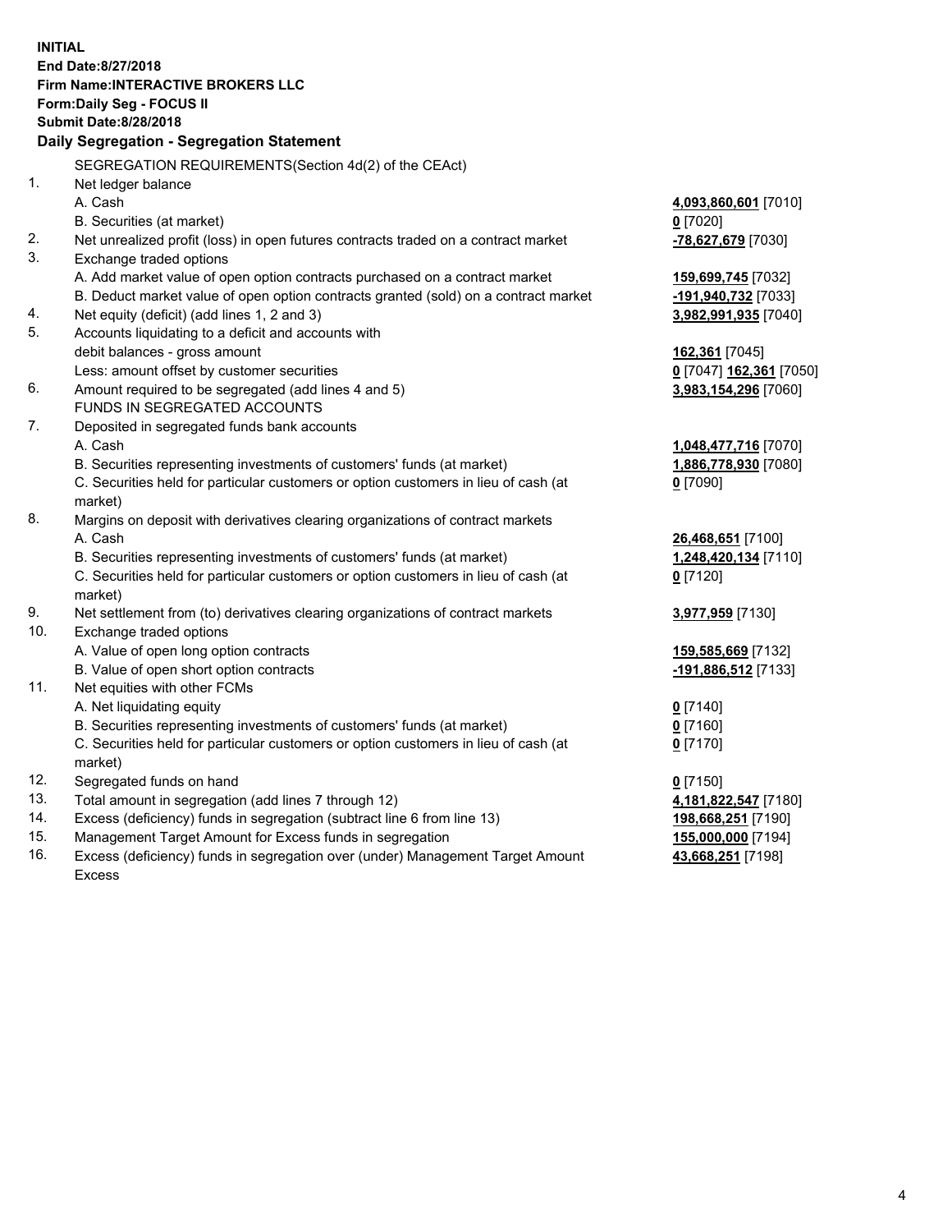**INITIAL**
**End Date:8/27/2018**
**Firm Name:INTERACTIVE BROKERS LLC**
**Form:Daily Seg - FOCUS II**
**Submit Date:8/28/2018**

**Daily Segregation - Segregation Statement**

| | | |
|---|---|---|
| | SEGREGATION REQUIREMENTS(Section 4d(2) of the CEAct) | |
| 1. | Net ledger balance | |
| | A. Cash | **4,093,860,601** [7010] |
| | B. Securities (at market) | **0** [7020] |
| 2. | Net unrealized profit (loss) in open futures contracts traded on a contract market | **-78,627,679** [7030] |
| 3. | Exchange traded options | |
| | A. Add market value of open option contracts purchased on a contract market | **159,699,745** [7032] |
| | B. Deduct market value of open option contracts granted (sold) on a contract market | **-191,940,732** [7033] |
| 4. | Net equity (deficit) (add lines 1, 2 and 3) | **3,982,991,935** [7040] |
| 5. | Accounts liquidating to a deficit and accounts with | |
| | debit balances - gross amount | **162,361** [7045] |
| | Less: amount offset by customer securities | **0** [7047] **162,361** [7050] |
| 6. | Amount required to be segregated (add lines 4 and 5) | **3,983,154,296** [7060] |
| | FUNDS IN SEGREGATED ACCOUNTS | |
| 7. | Deposited in segregated funds bank accounts | |
| | A. Cash | **1,048,477,716** [7070] |
| | B. Securities representing investments of customers' funds (at market) | **1,886,778,930** [7080] |
| | C. Securities held for particular customers or option customers in lieu of cash (at market) | **0** [7090] |
| 8. | Margins on deposit with derivatives clearing organizations of contract markets | |
| | A. Cash | **26,468,651** [7100] |
| | B. Securities representing investments of customers' funds (at market) | **1,248,420,134** [7110] |
| | C. Securities held for particular customers or option customers in lieu of cash (at market) | **0** [7120] |
| 9. | Net settlement from (to) derivatives clearing organizations of contract markets | **3,977,959** [7130] |
| 10. | Exchange traded options | |
| | A. Value of open long option contracts | **159,585,669** [7132] |
| | B. Value of open short option contracts | **-191,886,512** [7133] |
| 11. | Net equities with other FCMs | |
| | A. Net liquidating equity | **0** [7140] |
| | B. Securities representing investments of customers' funds (at market) | **0** [7160] |
| | C. Securities held for particular customers or option customers in lieu of cash (at market) | **0** [7170] |
| 12. | Segregated funds on hand | **0** [7150] |
| 13. | Total amount in segregation (add lines 7 through 12) | **4,181,822,547** [7180] |
| 14. | Excess (deficiency) funds in segregation (subtract line 6 from line 13) | **198,668,251** [7190] |
| 15. | Management Target Amount for Excess funds in segregation | **155,000,000** [7194] |
| 16. | Excess (deficiency) funds in segregation over (under) Management Target Amount Excess | **43,668,251** [7198] |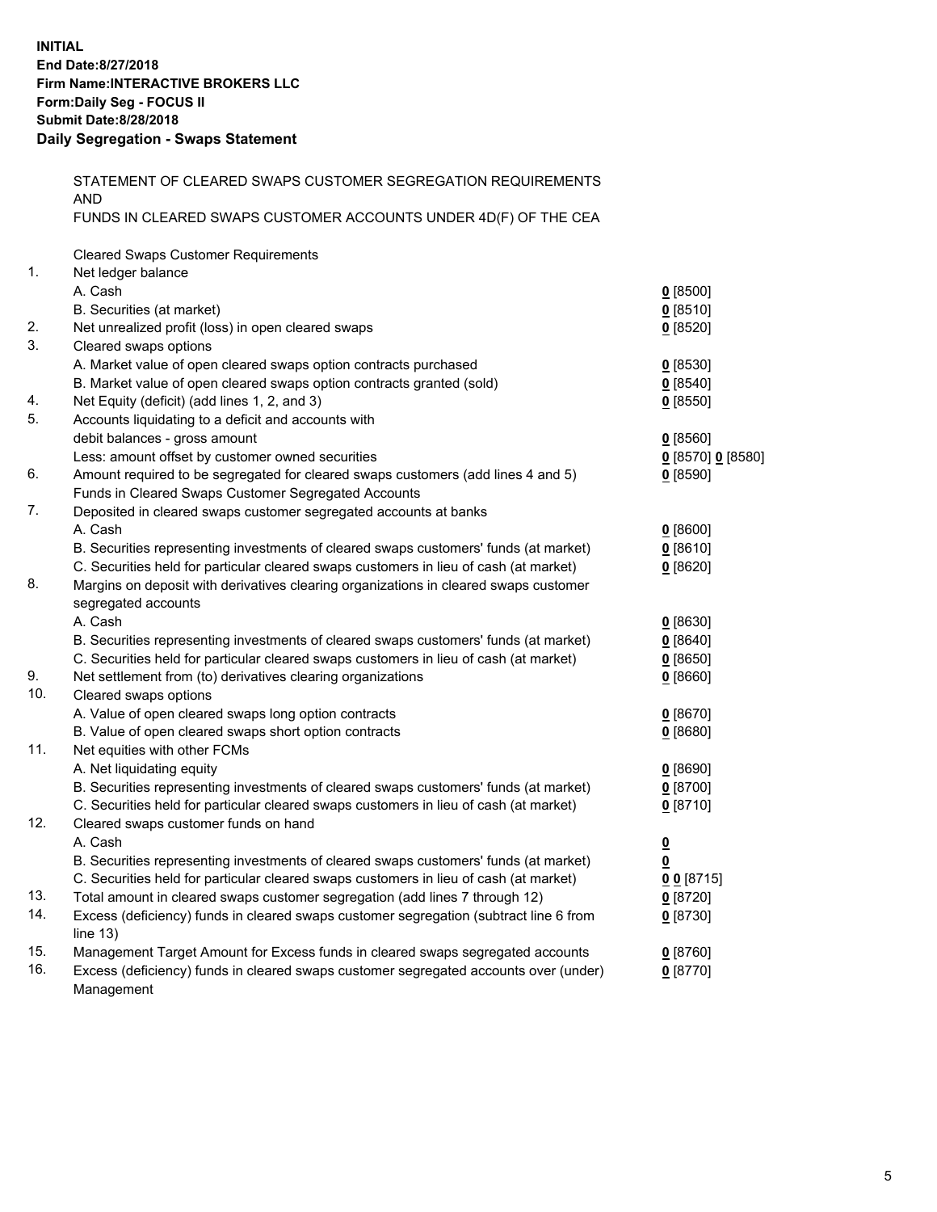**INITIAL**
**End Date:8/27/2018**
**Firm Name:INTERACTIVE BROKERS LLC**
**Form:Daily Seg - FOCUS II**
**Submit Date:8/28/2018**
**Daily Segregation - Swaps Statement**

STATEMENT OF CLEARED SWAPS CUSTOMER SEGREGATION REQUIREMENTS AND FUNDS IN CLEARED SWAPS CUSTOMER ACCOUNTS UNDER 4D(F) OF THE CEA

| | | |
|---|---|---|
| | Cleared Swaps Customer Requirements | |
| 1. | Net ledger balance | |
| | A. Cash | 0 [8500] |
| | B. Securities (at market) | 0 [8510] |
| 2. | Net unrealized profit (loss) in open cleared swaps | 0 [8520] |
| 3. | Cleared swaps options | |
| | A. Market value of open cleared swaps option contracts purchased | 0 [8530] |
| | B. Market value of open cleared swaps option contracts granted (sold) | 0 [8540] |
| 4. | Net Equity (deficit) (add lines 1, 2, and 3) | 0 [8550] |
| 5. | Accounts liquidating to a deficit and accounts with debit balances - gross amount | 0 [8560] |
| | Less: amount offset by customer owned securities | 0 [8570] 0 [8580] |
| 6. | Amount required to be segregated for cleared swaps customers (add lines 4 and 5) | 0 [8590] |
| | Funds in Cleared Swaps Customer Segregated Accounts | |
| 7. | Deposited in cleared swaps customer segregated accounts at banks | |
| | A. Cash | 0 [8600] |
| | B. Securities representing investments of cleared swaps customers' funds (at market) | 0 [8610] |
| | C. Securities held for particular cleared swaps customers in lieu of cash (at market) | 0 [8620] |
| 8. | Margins on deposit with derivatives clearing organizations in cleared swaps customer segregated accounts | |
| | A. Cash | 0 [8630] |
| | B. Securities representing investments of cleared swaps customers' funds (at market) | 0 [8640] |
| | C. Securities held for particular cleared swaps customers in lieu of cash (at market) | 0 [8650] |
| 9. | Net settlement from (to) derivatives clearing organizations | 0 [8660] |
| 10. | Cleared swaps options | |
| | A. Value of open cleared swaps long option contracts | 0 [8670] |
| | B. Value of open cleared swaps short option contracts | 0 [8680] |
| 11. | Net equities with other FCMs | |
| | A. Net liquidating equity | 0 [8690] |
| | B. Securities representing investments of cleared swaps customers' funds (at market) | 0 [8700] |
| | C. Securities held for particular cleared swaps customers in lieu of cash (at market) | 0 [8710] |
| 12. | Cleared swaps customer funds on hand | |
| | A. Cash | 0 |
| | B. Securities representing investments of cleared swaps customers' funds (at market) | 0 |
| | C. Securities held for particular cleared swaps customers in lieu of cash (at market) | 0 0 [8715] |
| 13. | Total amount in cleared swaps customer segregation (add lines 7 through 12) | 0 [8720] |
| 14. | Excess (deficiency) funds in cleared swaps customer segregation (subtract line 6 from line 13) | 0 [8730] |
| 15. | Management Target Amount for Excess funds in cleared swaps segregated accounts | 0 [8760] |
| 16. | Excess (deficiency) funds in cleared swaps customer segregated accounts over (under) Management | 0 [8770] |